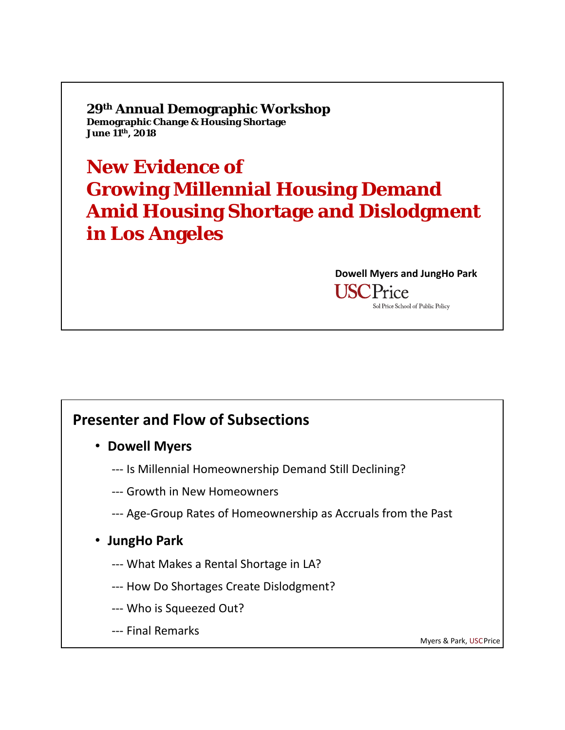**29th Annual Demographic Workshop**
**Demographic Change & Housing Shortage**
**June 11th, 2018**

# New Evidence of Growing Millennial Housing Demand Amid Housing Shortage and Dislodgment in Los Angeles

**Dowell Myers and JungHo Park**

USC Price
Sol Price School of Public Policy

## Presenter and Flow of Subsections

- **Dowell Myers**
  - --- Is Millennial Homeownership Demand Still Declining?
  - --- Growth in New Homeowners
  - --- Age-Group Rates of Homeownership as Accruals from the Past
- **JungHo Park**
  - --- What Makes a Rental Shortage in LA?
  - --- How Do Shortages Create Dislodgment?
  - --- Who is Squeezed Out?
  - --- Final Remarks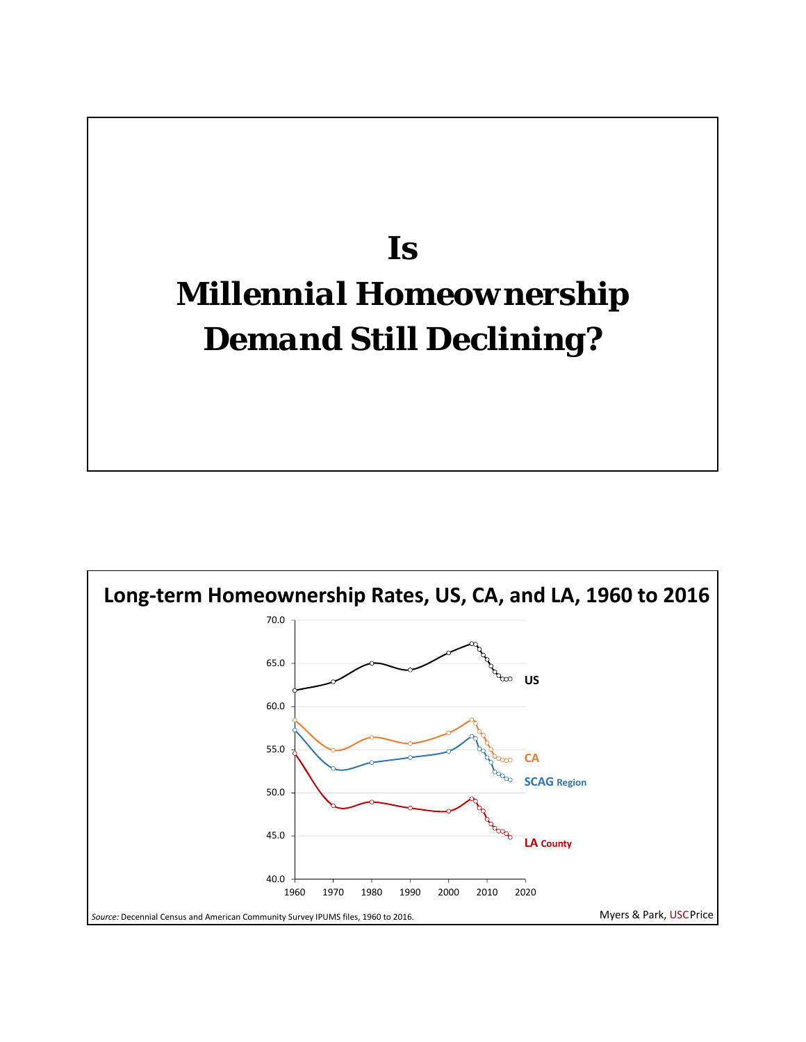# Is Millennial Homeownership Demand Still Declining?

## Long-term Homeownership Rates, US, CA, and LA, 1960 to 2016

*Source:* Decennial Census and American Community Survey IPUMS files, 1960 to 2016.

Myers & Park, USC Price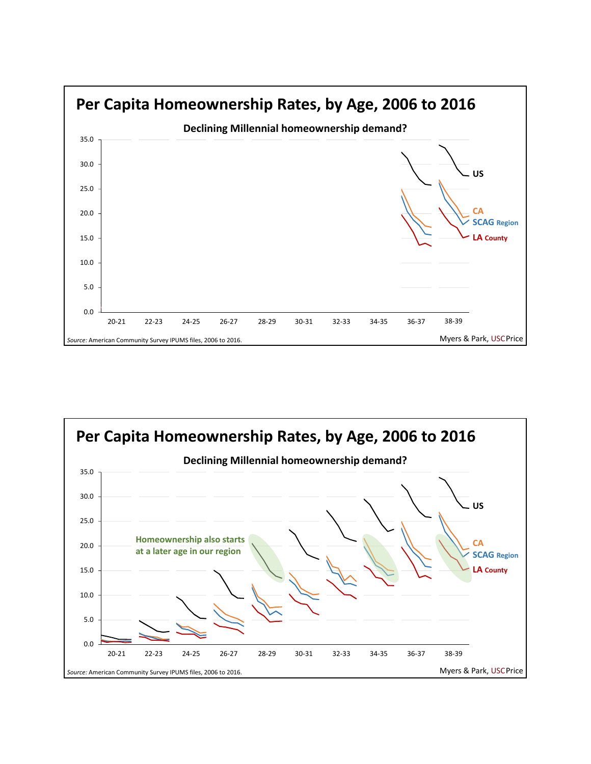# Per Capita Homeownership Rates, by Age, 2006 to 2016

**Declining Millennial homeownership demand?**

35.0
30.0
25.0
20.0
15.0
10.0
5.0
0.0

20-21 | 22-23 | 24-25 | 26-27 | 28-29 | 30-31 | 32-33 | 34-35 | 36-37 | 38-39

US
CA
SCAG Region
LA County

*Source:* American Community Survey IPUMS files, 2006 to 2016.

Myers & Park, USC Price

# Per Capita Homeownership Rates, by Age, 2006 to 2016

**Declining Millennial homeownership demand?**

35.0
30.0
25.0
20.0
15.0
10.0
5.0
0.0

Homeownership also starts at a later age in our region

20-21 | 22-23 | 24-25 | 26-27 | 28-29 | 30-31 | 32-33 | 34-35 | 36-37 | 38-39

US
CA
SCAG Region
LA County

*Source:* American Community Survey IPUMS files, 2006 to 2016.

Myers & Park, USC Price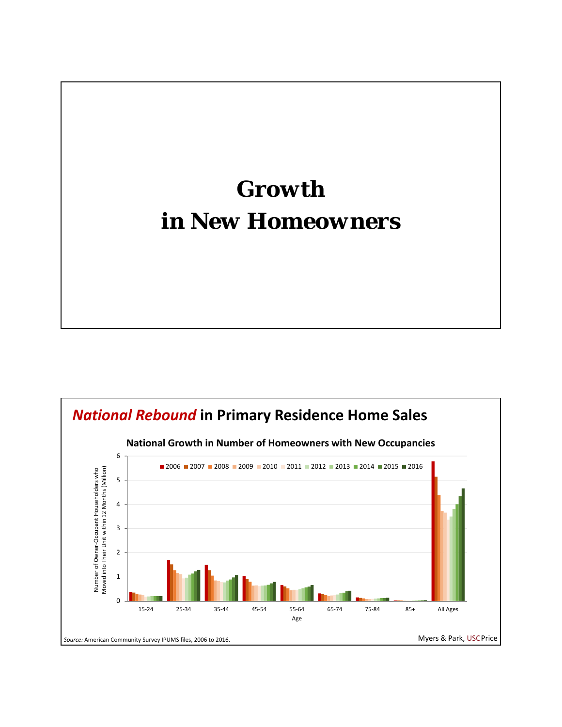# Growth in New Homeowners

## *National Rebound* in Primary Residence Home Sales

**National Growth in Number of Homeowners with New Occupancies**

Number of Owner-Occupant Householders who Moved into Their Unit within 12 Months (Million)

Legend: 2006, 2007, 2008, 2009, 2010, 2011, 2012, 2013, 2014, 2015, 2016

Age: 15-24, 25-34, 35-44, 45-54, 55-64, 65-74, 75-84, 85+, All Ages

*Source:* American Community Survey IPUMS files, 2006 to 2016.

Myers & Park, USC Price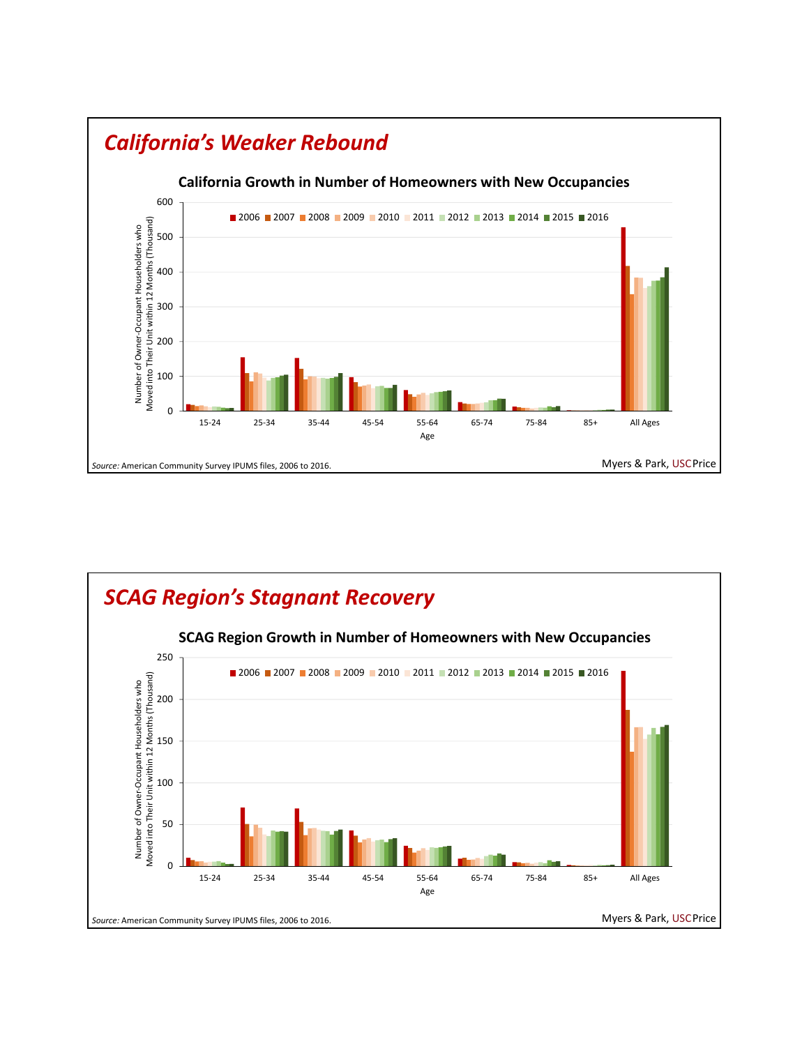## California's Weaker Rebound

**California Growth in Number of Homeowners with New Occupancies**

Number of Owner-Occupant Householders who Moved into Their Unit within 12 Months (Thousand)

Legend: 2006, 2007, 2008, 2009, 2010, 2011, 2012, 2013, 2014, 2015, 2016

Age: 15-24, 25-34, 35-44, 45-54, 55-64, 65-74, 75-84, 85+, All Ages

*Source:* American Community Survey IPUMS files, 2006 to 2016.

Myers & Park, USCPrice

## SCAG Region's Stagnant Recovery

**SCAG Region Growth in Number of Homeowners with New Occupancies**

Number of Owner-Occupant Householders who Moved into Their Unit within 12 Months (Thousand)

Legend: 2006, 2007, 2008, 2009, 2010, 2011, 2012, 2013, 2014, 2015, 2016

Age: 15-24, 25-34, 35-44, 45-54, 55-64, 65-74, 75-84, 85+, All Ages

*Source:* American Community Survey IPUMS files, 2006 to 2016.

Myers & Park, USCPrice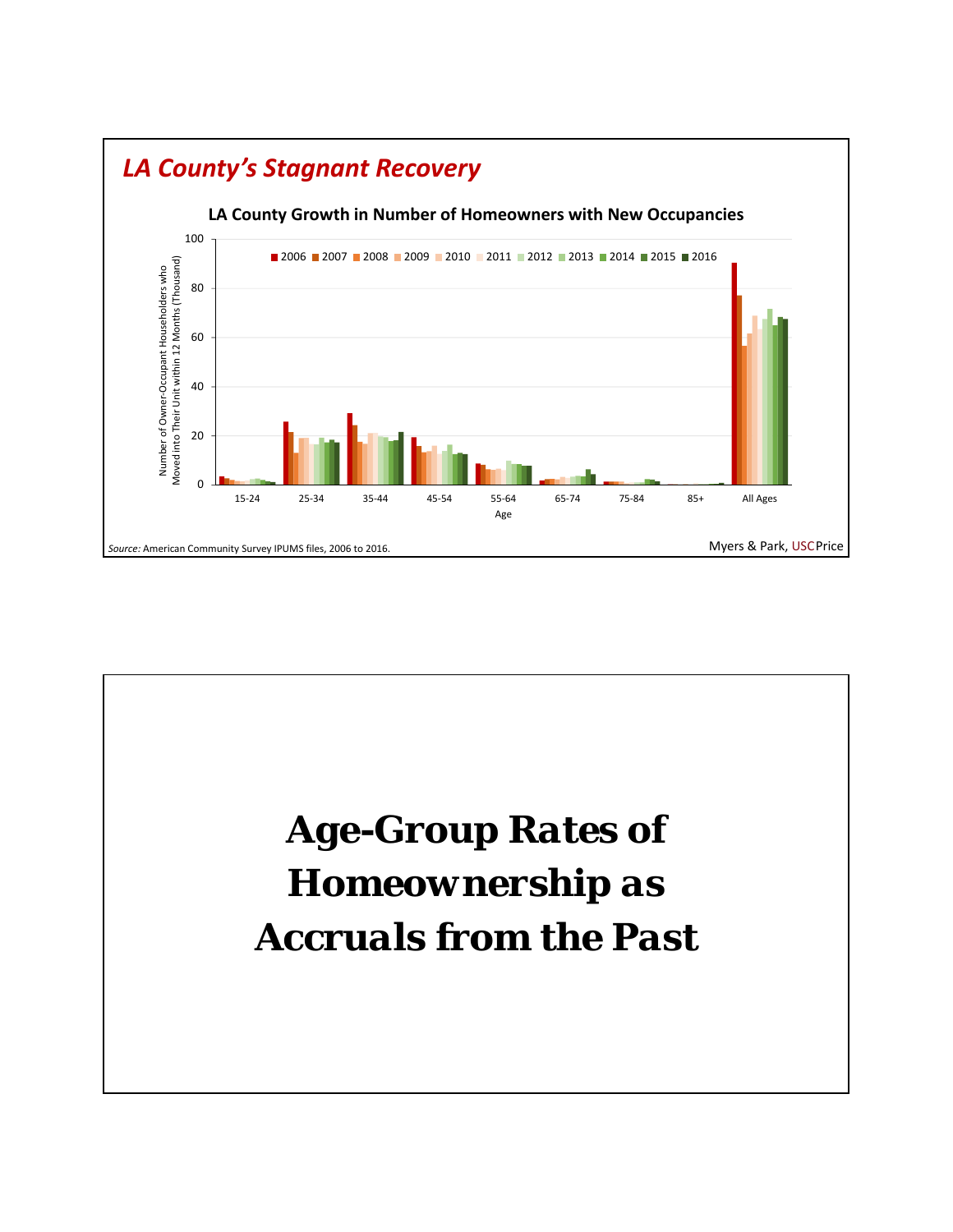## *LA County's Stagnant Recovery*

**LA County Growth in Number of Homeowners with New Occupancies**

*Source:* American Community Survey IPUMS files, 2006 to 2016.

Myers & Park, USC Price

# Age-Group Rates of Homeownership as Accruals from the Past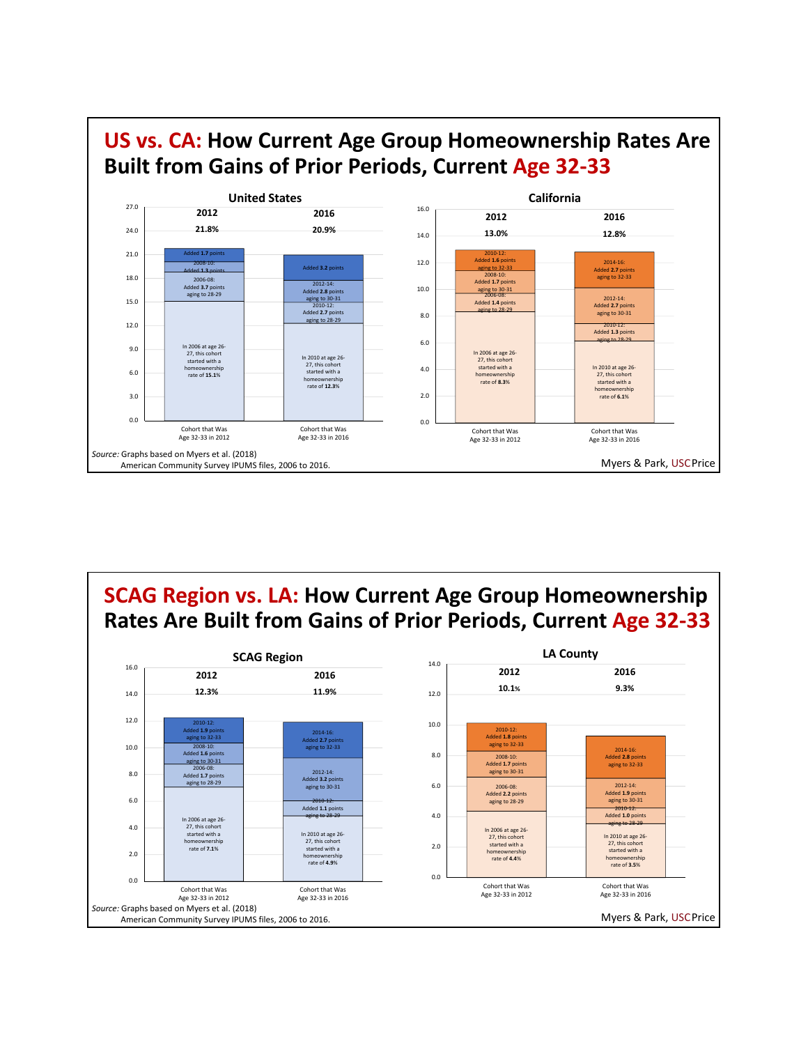# US vs. CA: How Current Age Group Homeownership Rates Are Built from Gains of Prior Periods, Current Age 32-33

## United States

| | 2012 | 2016 |
|---|---|---|
| Total | 21.8% | 20.9% |
| Cohort | Cohort that Was Age 32-33 in 2012 | Cohort that Was Age 32-33 in 2016 |
| Starting rate | In 2006 at age 26-27, this cohort started with a homeownership rate of **15.1%** | In 2010 at age 26-27, this cohort started with a homeownership rate of **12.3%** |
| Aging to 28-29 | 2006-08: Added **3.7** points aging to 28-29 | 2010-12: Added **2.7** points aging to 28-29 |
| Aging to 30-31 | 2008-10: Added **1.3** points | 2012-14: Added **2.8** points aging to 30-31 |
| Aging to 32-33 | Added **1.7** points | Added **3.2** points |

## California

| | 2012 | 2016 |
|---|---|---|
| Total | 13.0% | 12.8% |
| Cohort | Cohort that Was Age 32-33 in 2012 | Cohort that Was Age 32-33 in 2016 |
| Starting rate | In 2006 at age 26-27, this cohort started with a homeownership rate of **8.3%** | In 2010 at age 26-27, this cohort started with a homeownership rate of **6.1%** |
| Aging to 28-29 | 2006-08: Added **1.4** points aging to 28-29 | 2010-12: Added **1.3** points aging to 28-29 |
| Aging to 30-31 | 2008-10: Added **1.7** points aging to 30-31 | 2012-14: Added **2.7** points aging to 30-31 |
| Aging to 32-33 | 2010-12: Added **1.6** points aging to 32-33 | 2014-16: Added **2.7** points aging to 32-33 |

*Source:* Graphs based on Myers et al. (2018)
American Community Survey IPUMS files, 2006 to 2016.

Myers & Park, USCPrice

# SCAG Region vs. LA: How Current Age Group Homeownership Rates Are Built from Gains of Prior Periods, Current Age 32-33

## SCAG Region

| | 2012 | 2016 |
|---|---|---|
| Total | 12.3% | 11.9% |
| Cohort | Cohort that Was Age 32-33 in 2012 | Cohort that Was Age 32-33 in 2016 |
| Starting rate | In 2006 at age 26-27, this cohort started with a homeownership rate of **7.1%** | In 2010 at age 26-27, this cohort started with a homeownership rate of **4.9%** |
| Aging to 28-29 | 2006-08: Added **1.7** points aging to 28-29 | 2010-12: Added **1.1** points aging to 28-29 |
| Aging to 30-31 | 2008-10: Added **1.6** points aging to 30-31 | 2012-14: Added **3.2** points aging to 30-31 |
| Aging to 32-33 | 2010-12: Added **1.9** points aging to 32-33 | 2014-16: Added **2.7** points aging to 32-33 |

## LA County

| | 2012 | 2016 |
|---|---|---|
| Total | 10.1% | 9.3% |
| Cohort | Cohort that Was Age 32-33 in 2012 | Cohort that Was Age 32-33 in 2016 |
| Starting rate | In 2006 at age 26-27, this cohort started with a homeownership rate of **4.4%** | In 2010 at age 26-27, this cohort started with a homeownership rate of **3.5%** |
| Aging to 28-29 | 2006-08: Added **2.2** points aging to 28-29 | 2010-12: Added **1.0** points aging to 28-29 |
| Aging to 30-31 | 2008-10: Added **1.7** points aging to 30-31 | 2012-14: Added **1.9** points aging to 30-31 |
| Aging to 32-33 | 2010-12: Added **1.8** points aging to 32-33 | 2014-16: Added **2.8** points aging to 32-33 |

*Source:* Graphs based on Myers et al. (2018)
American Community Survey IPUMS files, 2006 to 2016.

Myers & Park, USCPrice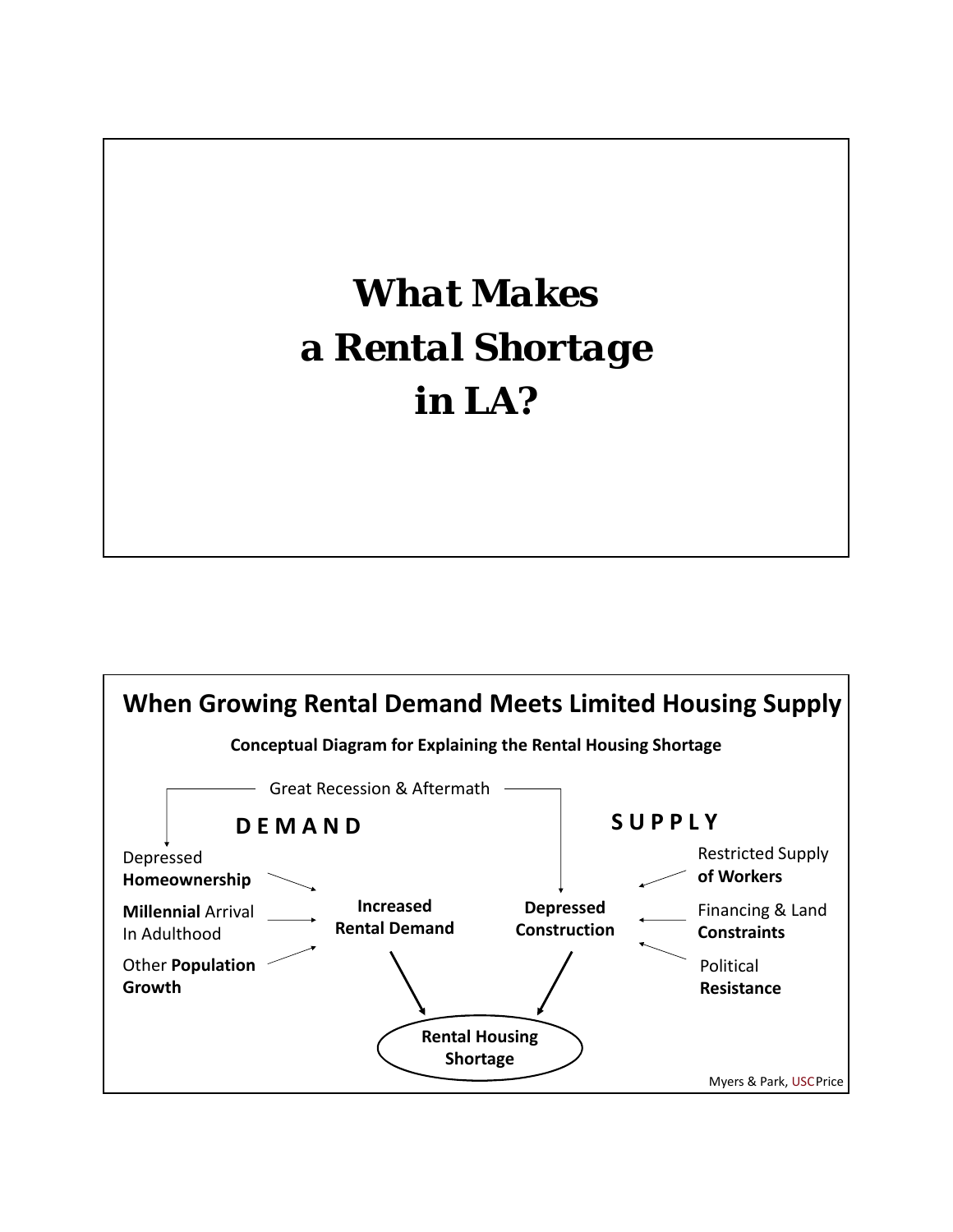# What Makes a Rental Shortage in LA?

## When Growing Rental Demand Meets Limited Housing Supply

**Conceptual Diagram for Explaining the Rental Housing Shortage**

Great Recession & Aftermath

**DEMAND**

Depressed **Homeownership**

**Millennial** Arrival In Adulthood

Other **Population Growth**

**Increased Rental Demand**

**SUPPLY**

Restricted Supply **of Workers**

Financing & Land **Constraints**

Political **Resistance**

**Depressed Construction**

**Rental Housing Shortage**

Myers & Park, USC Price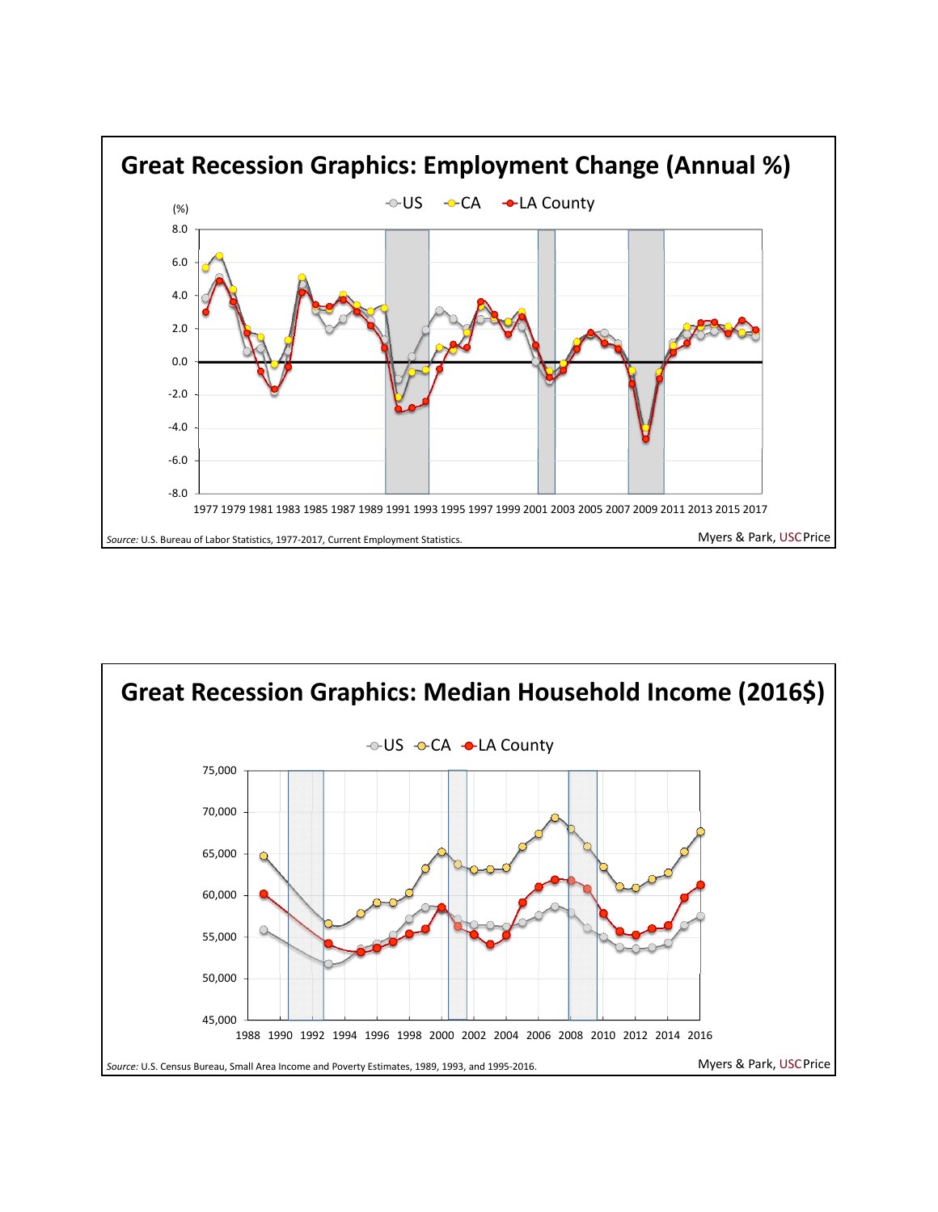# Great Recession Graphics: Employment Change (Annual %)

(%)

US CA LA County

8.0
6.0
4.0
2.0
0.0
-2.0
-4.0
-6.0
-8.0

1977 1979 1981 1983 1985 1987 1989 1991 1993 1995 1997 1999 2001 2003 2005 2007 2009 2011 2013 2015 2017

*Source:* U.S. Bureau of Labor Statistics, 1977-2017, Current Employment Statistics.

Myers & Park, USC Price

# Great Recession Graphics: Median Household Income (2016$)

US CA LA County

75,000
70,000
65,000
60,000
55,000
50,000
45,000

1988 1990 1992 1994 1996 1998 2000 2002 2004 2006 2008 2010 2012 2014 2016

*Source:* U.S. Census Bureau, Small Area Income and Poverty Estimates, 1989, 1993, and 1995-2016.

Myers & Park, USC Price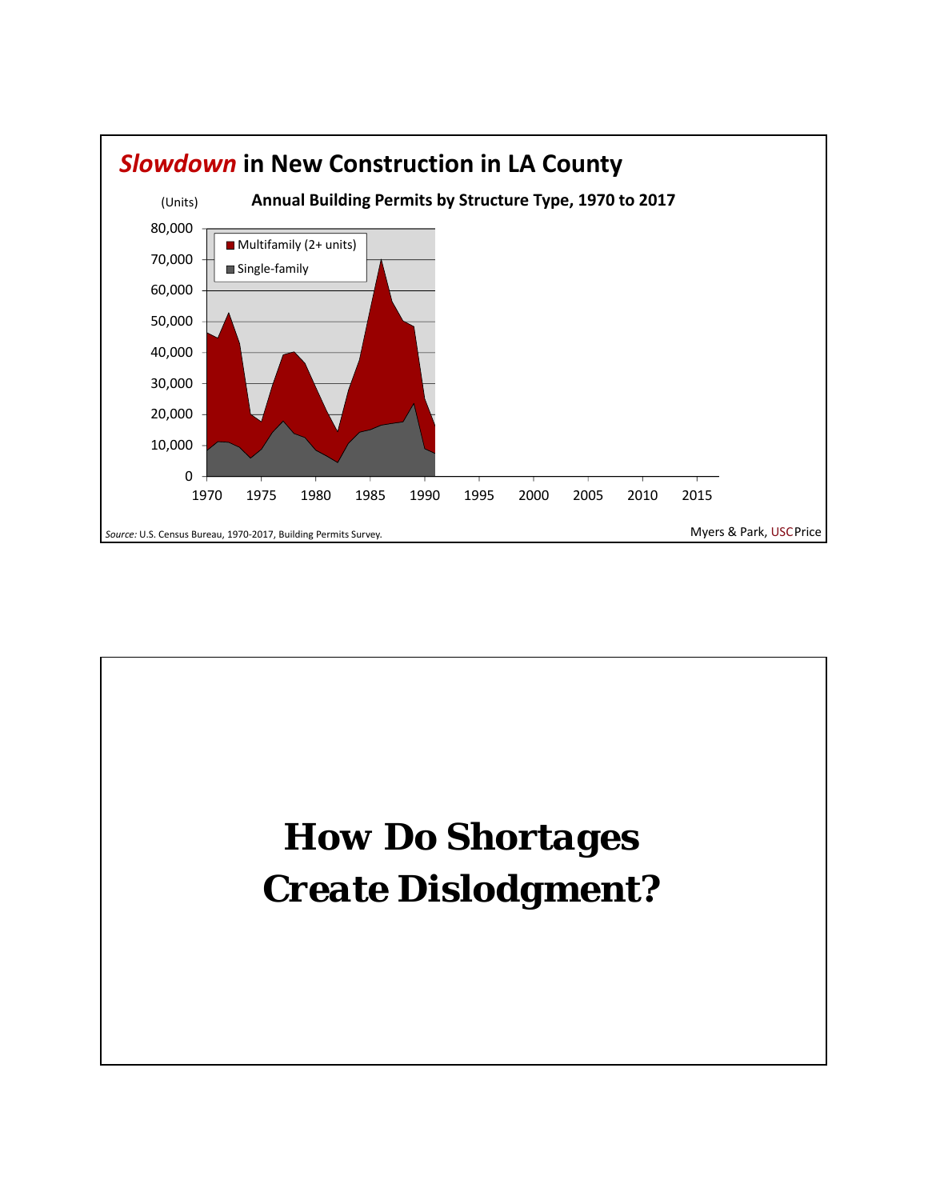## *Slowdown* in New Construction in LA County

**Annual Building Permits by Structure Type, 1970 to 2017**

(Units)

80,000
70,000
60,000
50,000
40,000
30,000
20,000
10,000
0

1970 1975 1980 1985 1990 1995 2000 2005 2010 2015

- Multifamily (2+ units)
- Single-family

*Source:* U.S. Census Bureau, 1970-2017, Building Permits Survey.

Myers & Park, USC Price

# How Do Shortages Create Dislodgment?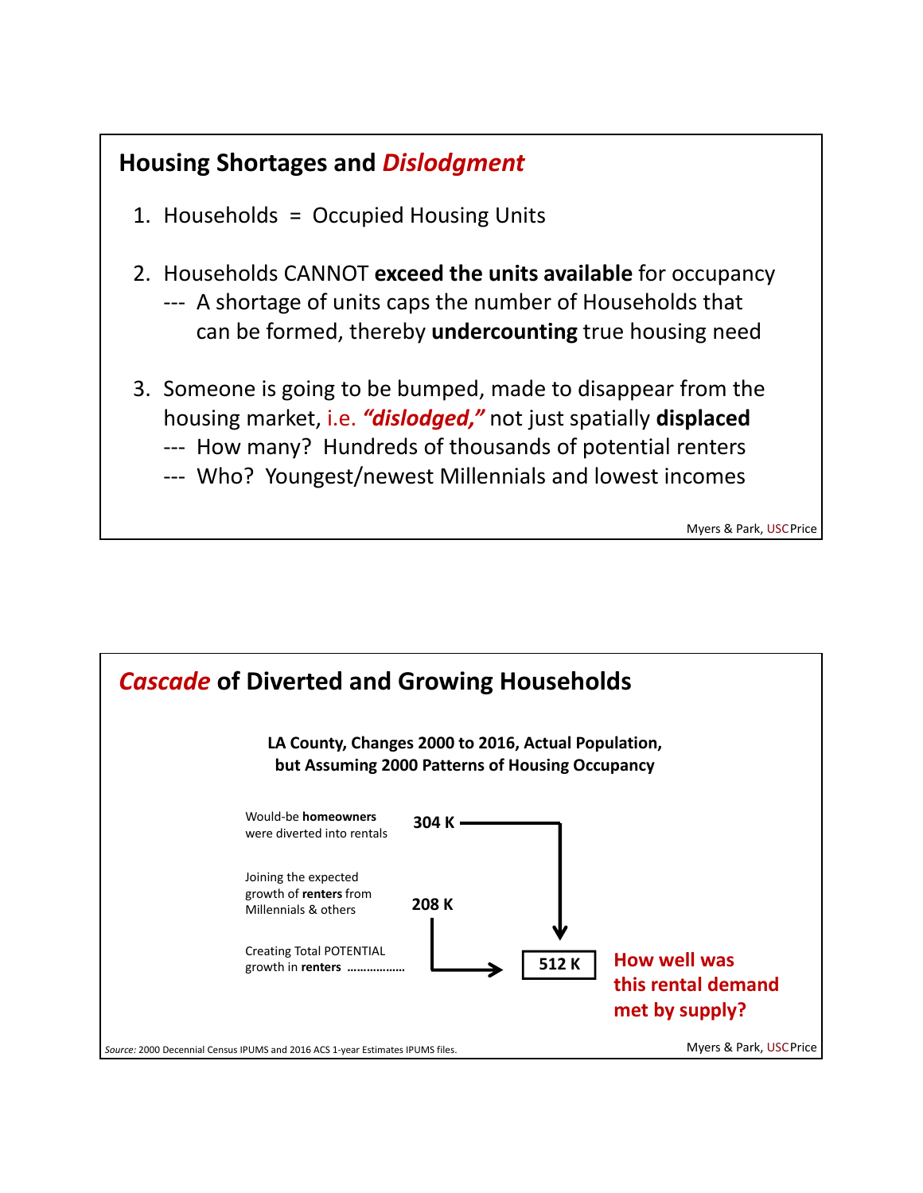## Housing Shortages and *Dislodgment*

1. Households = Occupied Housing Units
2. Households CANNOT **exceed the units available** for occupancy
   --- A shortage of units caps the number of Households that can be formed, thereby **undercounting** true housing need
3. Someone is going to be bumped, made to disappear from the housing market, i.e. ***"dislodged,"*** not just spatially **displaced**
   --- How many? Hundreds of thousands of potential renters
   --- Who? Youngest/newest Millennials and lowest incomes

Myers & Park, USC Price

## *Cascade* of Diverted and Growing Households

**LA County, Changes 2000 to 2016, Actual Population, but Assuming 2000 Patterns of Housing Occupancy**

Would-be **homeowners** were diverted into rentals — **304 K**

Joining the expected growth of **renters** from Millennials & others — **208 K**

Creating Total POTENTIAL growth in **renters** ……………… **512 K**

**How well was this rental demand met by supply?**

*Source:* 2000 Decennial Census IPUMS and 2016 ACS 1-year Estimates IPUMS files.

Myers & Park, USC Price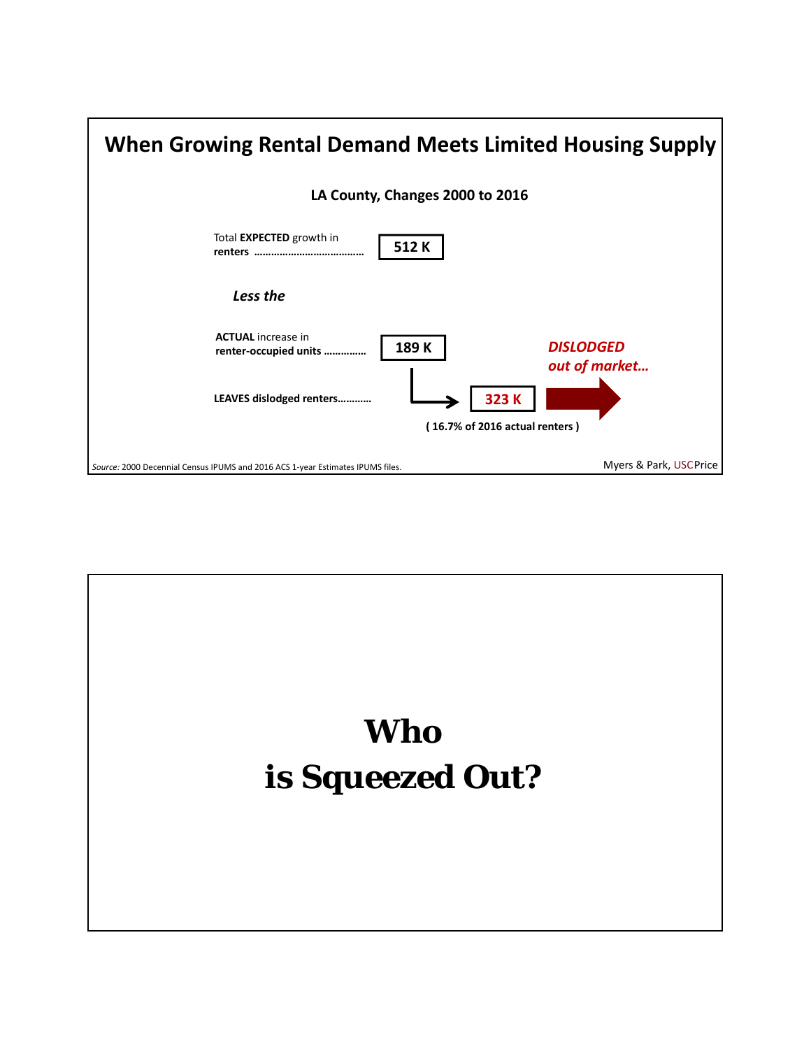# When Growing Rental Demand Meets Limited Housing Supply

**LA County, Changes 2000 to 2016**

Total **EXPECTED** growth in **renters** …………………………………… **512 K**

***Less the***

**ACTUAL** increase in **renter-occupied units** …………… **189 K**

**LEAVES dislodged renters…………** **323 K**

**( 16.7% of 2016 actual renters )**

***DISLODGED out of market…***

*Source:* 2000 Decennial Census IPUMS and 2016 ACS 1-year Estimates IPUMS files.

Myers & Park, USC Price

# Who is Squeezed Out?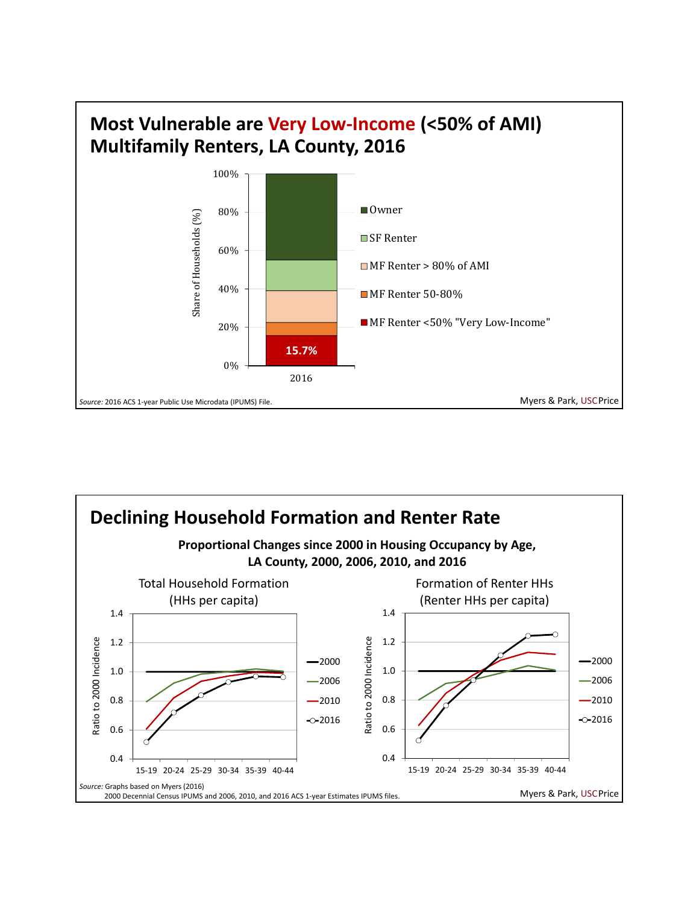## Most Vulnerable are Very Low-Income (<50% of AMI) Multifamily Renters, LA County, 2016

Share of Households (%)

- Owner
- SF Renter
- MF Renter > 80% of AMI
- MF Renter 50-80%
- MF Renter <50% "Very Low-Income"

15.7%

2016

*Source:* 2016 ACS 1-year Public Use Microdata (IPUMS) File.

Myers & Park, USCPrice

## Declining Household Formation and Renter Rate

**Proportional Changes since 2000 in Housing Occupancy by Age, LA County, 2000, 2006, 2010, and 2016**

Total Household Formation (HHs per capita)

Formation of Renter HHs (Renter HHs per capita)

Ratio to 2000 Incidence

Age groups: 15-19, 20-24, 25-29, 30-34, 35-39, 40-44

Legend: 2000, 2006, 2010, 2016

*Source:* Graphs based on Myers (2016)
2000 Decennial Census IPUMS and 2006, 2010, and 2016 ACS 1-year Estimates IPUMS files.

Myers & Park, USCPrice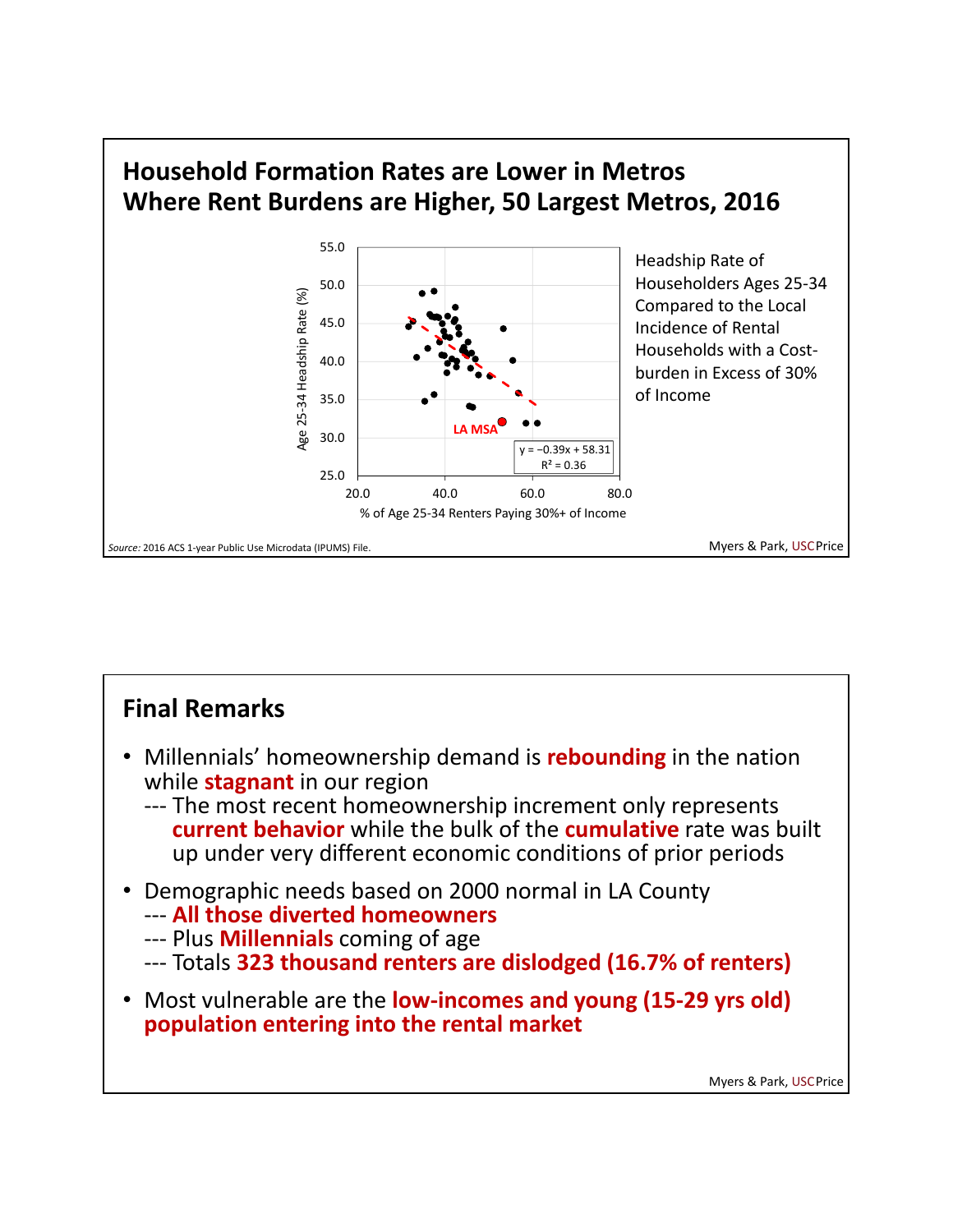## Household Formation Rates are Lower in Metros Where Rent Burdens are Higher, 50 Largest Metros, 2016

Age 25-34 Headship Rate (%)

LA MSA

$y = -0.39x + 58.31$
$R^2 = 0.36$

% of Age 25-34 Renters Paying 30%+ of Income

Headship Rate of Householders Ages 25-34 Compared to the Local Incidence of Rental Households with a Cost-burden in Excess of 30% of Income

*Source:* 2016 ACS 1-year Public Use Microdata (IPUMS) File.

Myers & Park, USC Price

## Final Remarks

- Millennials' homeownership demand is **rebounding** in the nation while **stagnant** in our region
  --- The most recent homeownership increment only represents **current behavior** while the bulk of the **cumulative** rate was built up under very different economic conditions of prior periods
- Demographic needs based on 2000 normal in LA County
  --- **All those diverted homeowners**
  --- Plus **Millennials** coming of age
  --- Totals **323 thousand renters are dislodged (16.7% of renters)**
- Most vulnerable are the **low-incomes and young (15-29 yrs old) population entering into the rental market**

Myers & Park, USC Price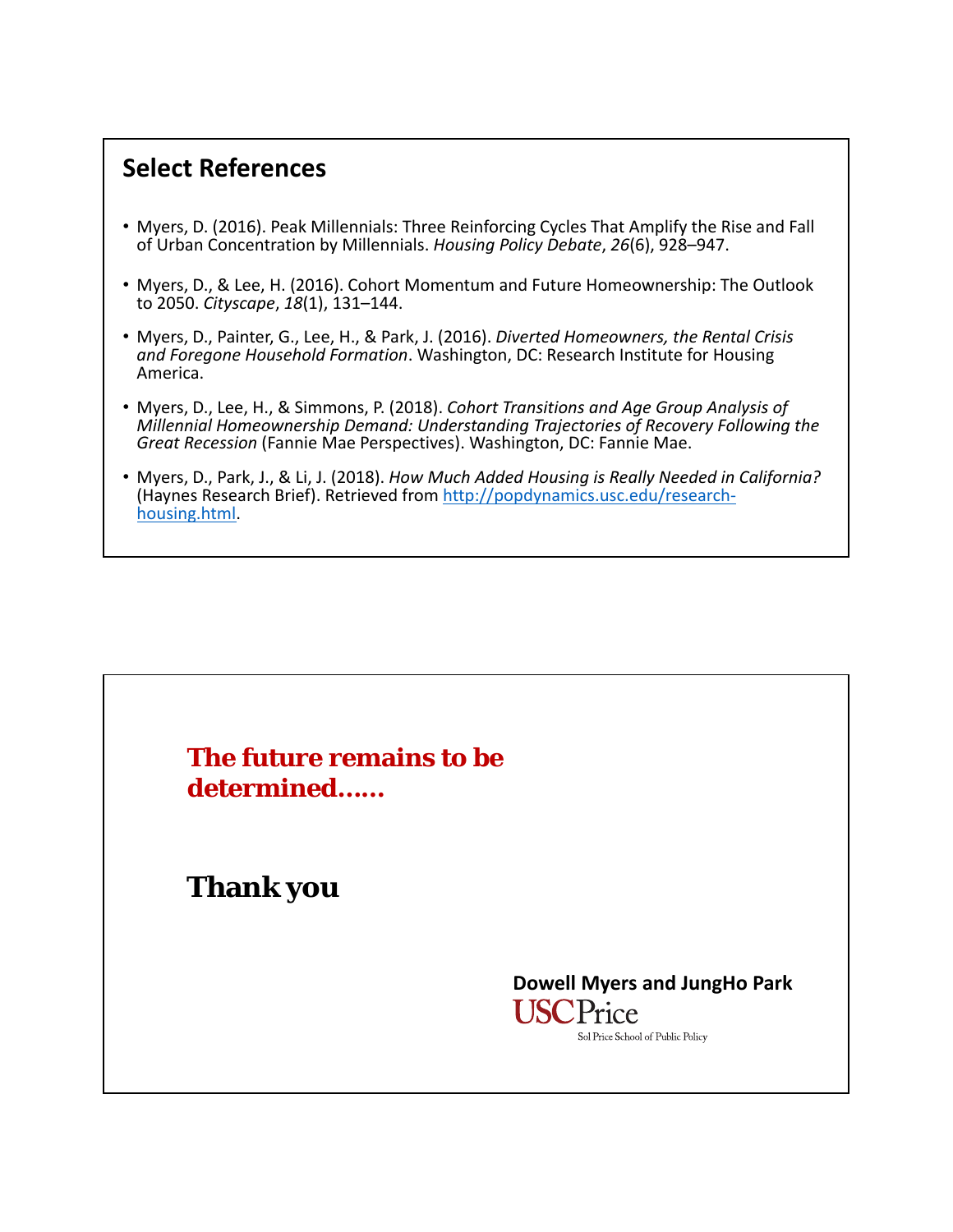## Select References

- Myers, D. (2016). Peak Millennials: Three Reinforcing Cycles That Amplify the Rise and Fall of Urban Concentration by Millennials. *Housing Policy Debate*, *26*(6), 928–947.
- Myers, D., & Lee, H. (2016). Cohort Momentum and Future Homeownership: The Outlook to 2050. *Cityscape*, *18*(1), 131–144.
- Myers, D., Painter, G., Lee, H., & Park, J. (2016). *Diverted Homeowners, the Rental Crisis and Foregone Household Formation*. Washington, DC: Research Institute for Housing America.
- Myers, D., Lee, H., & Simmons, P. (2018). *Cohort Transitions and Age Group Analysis of Millennial Homeownership Demand: Understanding Trajectories of Recovery Following the Great Recession* (Fannie Mae Perspectives). Washington, DC: Fannie Mae.
- Myers, D., Park, J., & Li, J. (2018). *How Much Added Housing is Really Needed in California?* (Haynes Research Brief). Retrieved from http://popdynamics.usc.edu/research-housing.html.

**The future remains to be determined……**

**Thank you**

**Dowell Myers and JungHo Park**

USC Price

Sol Price School of Public Policy